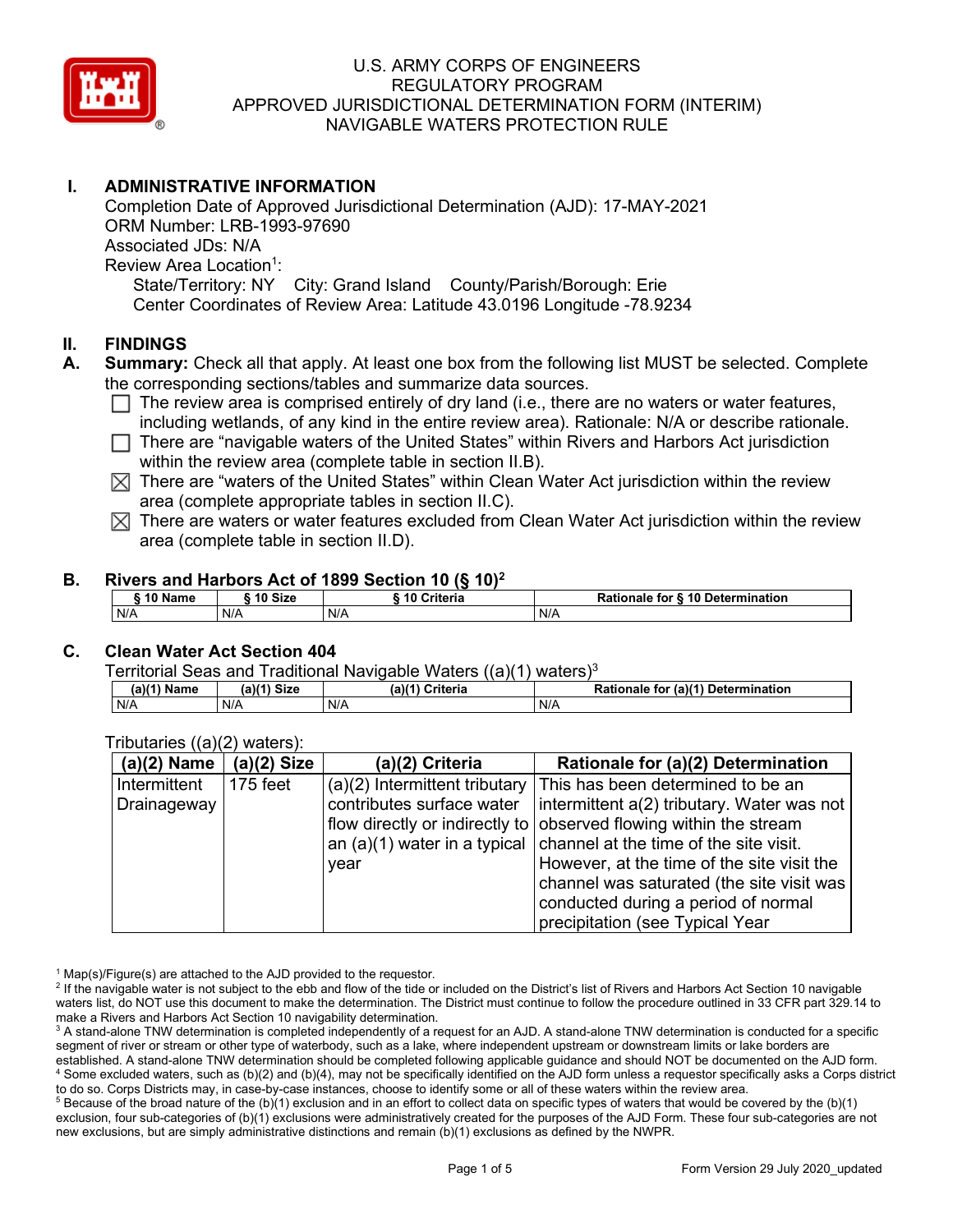# U.S. ARMY CORPS OF ENGINEERS
# REGULATORY PROGRAM
# APPROVED JURISDICTIONAL DETERMINATION FORM (INTERIM)
# NAVIGABLE WATERS PROTECTION RULE

## I. ADMINISTRATIVE INFORMATION

Completion Date of Approved Jurisdictional Determination (AJD): 17-MAY-2021
ORM Number: LRB-1993-97690
Associated JDs: N/A
Review Area Location[1]:
State/Territory: NY City: Grand Island County/Parish/Borough: Erie
Center Coordinates of Review Area: Latitude 43.0196 Longitude -78.9234

## II. FINDINGS

### A. Summary:

Check all that apply. At least one box from the following list MUST be selected. Complete the corresponding sections/tables and summarize data sources.

- ☐ The review area is comprised entirely of dry land (i.e., there are no waters or water features, including wetlands, of any kind in the entire review area). Rationale: N/A or describe rationale.
- ☐ There are "navigable waters of the United States" within Rivers and Harbors Act jurisdiction within the review area (complete table in section II.B).
- ☒ There are "waters of the United States" within Clean Water Act jurisdiction within the review area (complete appropriate tables in section II.C).
- ☒ There are waters or water features excluded from Clean Water Act jurisdiction within the review area (complete table in section II.D).

### B. Rivers and Harbors Act of 1899 Section 10 (§ 10)[2]

| § 10 Name | § 10 Size | § 10 Criteria | Rationale for § 10 Determination |
|---|---|---|---|
| N/A | N/A | N/A | N/A |

### C. Clean Water Act Section 404

Territorial Seas and Traditional Navigable Waters ((a)(1) waters)[3]

| (a)(1) Name | (a)(1) Size | (a)(1) Criteria | Rationale for (a)(1) Determination |
|---|---|---|---|
| N/A | N/A | N/A | N/A |

Tributaries ((a)(2) waters):

| (a)(2) Name | (a)(2) Size | (a)(2) Criteria | Rationale for (a)(2) Determination |
|---|---|---|---|
| Intermittent Drainageway | 175 feet | (a)(2) Intermittent tributary contributes surface water flow directly or indirectly to an (a)(1) water in a typical year | This has been determined to be an intermittent a(2) tributary. Water was not observed flowing within the stream channel at the time of the site visit. However, at the time of the site visit the channel was saturated (the site visit was conducted during a period of normal precipitation (see Typical Year |

[1] Map(s)/Figure(s) are attached to the AJD provided to the requestor.

[2] If the navigable water is not subject to the ebb and flow of the tide or included on the District's list of Rivers and Harbors Act Section 10 navigable waters list, do NOT use this document to make the determination. The District must continue to follow the procedure outlined in 33 CFR part 329.14 to make a Rivers and Harbors Act Section 10 navigability determination.

[3] A stand-alone TNW determination is completed independently of a request for an AJD. A stand-alone TNW determination is conducted for a specific segment of river or stream or other type of waterbody, such as a lake, where independent upstream or downstream limits or lake borders are established. A stand-alone TNW determination should be completed following applicable guidance and should NOT be documented on the AJD form.

[4] Some excluded waters, such as (b)(2) and (b)(4), may not be specifically identified on the AJD form unless a requestor specifically asks a Corps district to do so. Corps Districts may, in case-by-case instances, choose to identify some or all of these waters within the review area.

[5] Because of the broad nature of the (b)(1) exclusion and in an effort to collect data on specific types of waters that would be covered by the (b)(1) exclusion, four sub-categories of (b)(1) exclusions were administratively created for the purposes of the AJD Form. These four sub-categories are not new exclusions, but are simply administrative distinctions and remain (b)(1) exclusions as defined by the NWPR.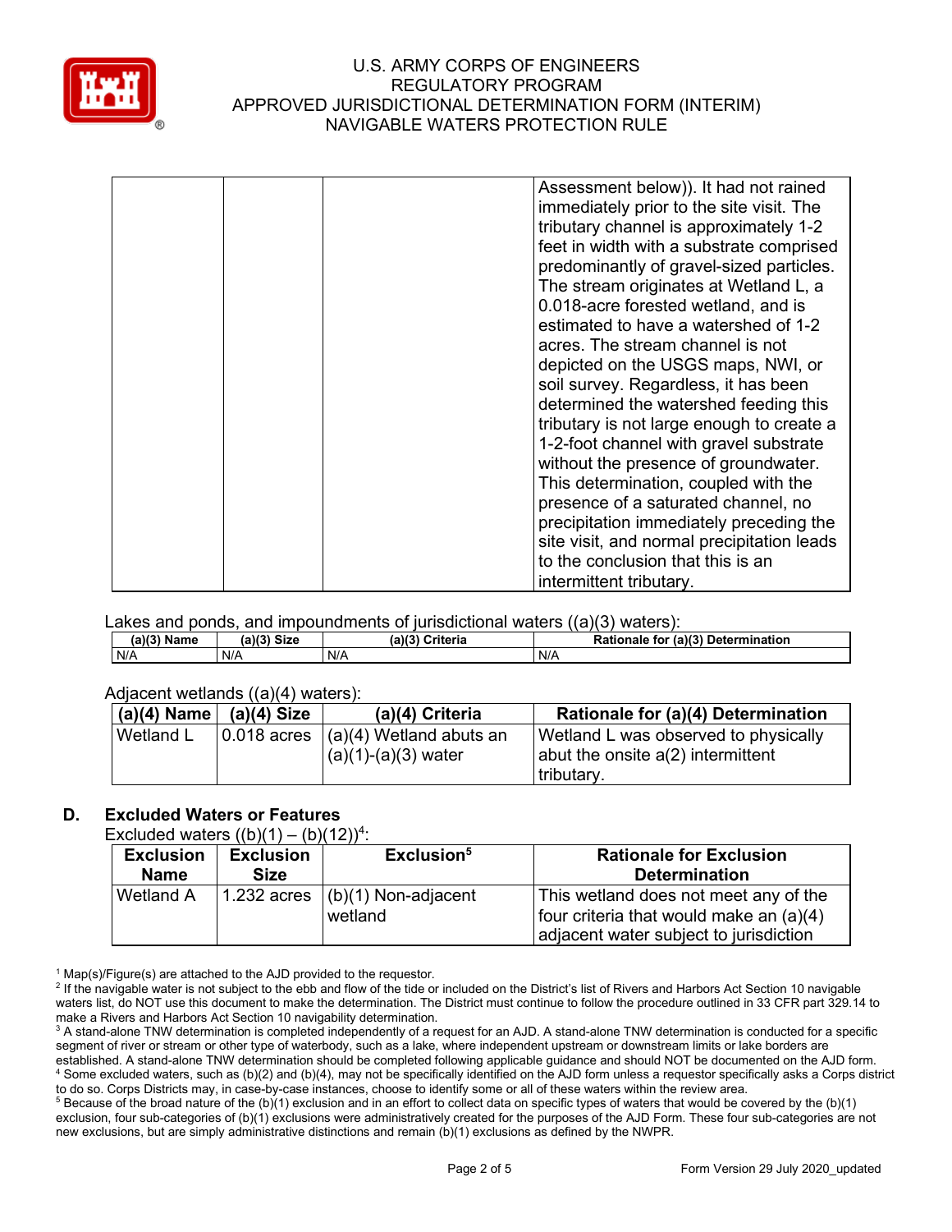| | | | Assessment below)). It had not rained immediately prior to the site visit. The tributary channel is approximately 1-2 feet in width with a substrate comprised predominantly of gravel-sized particles. The stream originates at Wetland L, a 0.018-acre forested wetland, and is estimated to have a watershed of 1-2 acres. The stream channel is not depicted on the USGS maps, NWI, or soil survey. Regardless, it has been determined the watershed feeding this tributary is not large enough to create a 1-2-foot channel with gravel substrate without the presence of groundwater. This determination, coupled with the presence of a saturated channel, no precipitation immediately preceding the site visit, and normal precipitation leads to the conclusion that this is an intermittent tributary. |
|---|---|---|---|

Lakes and ponds, and impoundments of jurisdictional waters ((a)(3) waters):

| (a)(3) Name | (a)(3) Size | (a)(3) Criteria | Rationale for (a)(3) Determination |
|---|---|---|---|
| N/A | N/A | N/A | N/A |

Adjacent wetlands ((a)(4) waters):

| (a)(4) Name | (a)(4) Size | (a)(4) Criteria | Rationale for (a)(4) Determination |
|---|---|---|---|
| Wetland L | 0.018 acres | (a)(4) Wetland abuts an (a)(1)-(a)(3) water | Wetland L was observed to physically abut the onsite a(2) intermittent tributary. |

## D. Excluded Waters or Features

Excluded waters ((b)(1) – (b)(12))[4]:

| Exclusion Name | Exclusion Size | Exclusion[5] | Rationale for Exclusion Determination |
|---|---|---|---|
| Wetland A | 1.232 acres | (b)(1) Non-adjacent wetland | This wetland does not meet any of the four criteria that would make an (a)(4) adjacent water subject to jurisdiction |

[1] Map(s)/Figure(s) are attached to the AJD provided to the requestor.

[2] If the navigable water is not subject to the ebb and flow of the tide or included on the District's list of Rivers and Harbors Act Section 10 navigable waters list, do NOT use this document to make the determination. The District must continue to follow the procedure outlined in 33 CFR part 329.14 to make a Rivers and Harbors Act Section 10 navigability determination.

[3] A stand-alone TNW determination is completed independently of a request for an AJD. A stand-alone TNW determination is conducted for a specific segment of river or stream or other type of waterbody, such as a lake, where independent upstream or downstream limits or lake borders are established. A stand-alone TNW determination should be completed following applicable guidance and should NOT be documented on the AJD form.

[4] Some excluded waters, such as (b)(2) and (b)(4), may not be specifically identified on the AJD form unless a requestor specifically asks a Corps district to do so. Corps Districts may, in case-by-case instances, choose to identify some or all of these waters within the review area.

[5] Because of the broad nature of the (b)(1) exclusion and in an effort to collect data on specific types of waters that would be covered by the (b)(1) exclusion, four sub-categories of (b)(1) exclusions were administratively created for the purposes of the AJD Form. These four sub-categories are not new exclusions, but are simply administrative distinctions and remain (b)(1) exclusions as defined by the NWPR.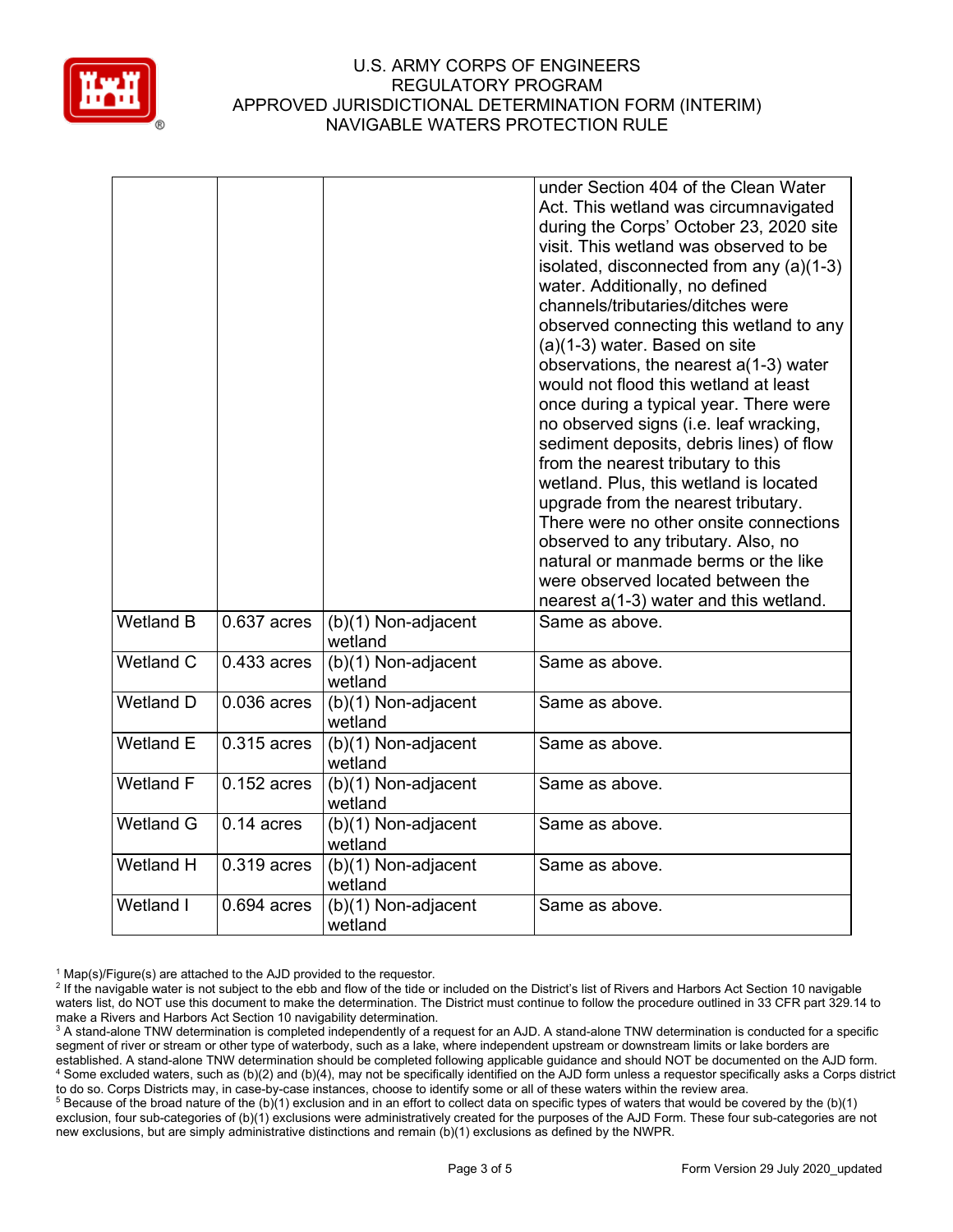| | | | |
|---|---|---|---|
| | | | under Section 404 of the Clean Water Act. This wetland was circumnavigated during the Corps' October 23, 2020 site visit. This wetland was observed to be isolated, disconnected from any (a)(1-3) water. Additionally, no defined channels/tributaries/ditches were observed connecting this wetland to any (a)(1-3) water. Based on site observations, the nearest a(1-3) water would not flood this wetland at least once during a typical year. There were no observed signs (i.e. leaf wracking, sediment deposits, debris lines) of flow from the nearest tributary to this wetland. Plus, this wetland is located upgrade from the nearest tributary. There were no other onsite connections observed to any tributary. Also, no natural or manmade berms or the like were observed located between the nearest a(1-3) water and this wetland. |
| Wetland B | 0.637 acres | (b)(1) Non-adjacent wetland | Same as above. |
| Wetland C | 0.433 acres | (b)(1) Non-adjacent wetland | Same as above. |
| Wetland D | 0.036 acres | (b)(1) Non-adjacent wetland | Same as above. |
| Wetland E | 0.315 acres | (b)(1) Non-adjacent wetland | Same as above. |
| Wetland F | 0.152 acres | (b)(1) Non-adjacent wetland | Same as above. |
| Wetland G | 0.14 acres | (b)(1) Non-adjacent wetland | Same as above. |
| Wetland H | 0.319 acres | (b)(1) Non-adjacent wetland | Same as above. |
| Wetland I | 0.694 acres | (b)(1) Non-adjacent wetland | Same as above. |

[1] Map(s)/Figure(s) are attached to the AJD provided to the requestor.

[2] If the navigable water is not subject to the ebb and flow of the tide or included on the District's list of Rivers and Harbors Act Section 10 navigable waters list, do NOT use this document to make the determination. The District must continue to follow the procedure outlined in 33 CFR part 329.14 to make a Rivers and Harbors Act Section 10 navigability determination.

[3] A stand-alone TNW determination is completed independently of a request for an AJD. A stand-alone TNW determination is conducted for a specific segment of river or stream or other type of waterbody, such as a lake, where independent upstream or downstream limits or lake borders are established. A stand-alone TNW determination should be completed following applicable guidance and should NOT be documented on the AJD form.

[4] Some excluded waters, such as (b)(2) and (b)(4), may not be specifically identified on the AJD form unless a requestor specifically asks a Corps district to do so. Corps Districts may, in case-by-case instances, choose to identify some or all of these waters within the review area.

[5] Because of the broad nature of the (b)(1) exclusion and in an effort to collect data on specific types of waters that would be covered by the (b)(1) exclusion, four sub-categories of (b)(1) exclusions were administratively created for the purposes of the AJD Form. These four sub-categories are not new exclusions, but are simply administrative distinctions and remain (b)(1) exclusions as defined by the NWPR.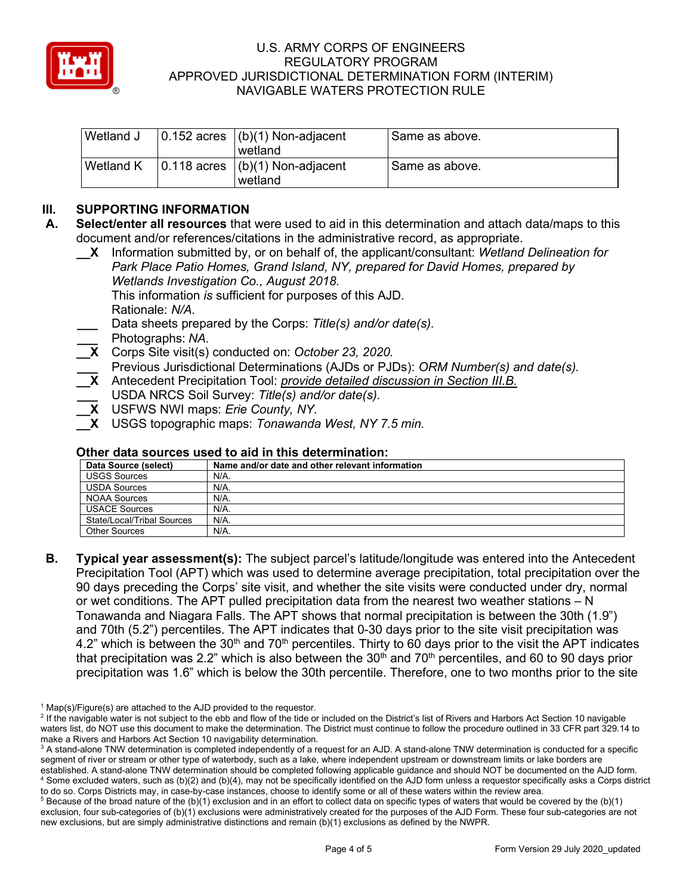| Wetland J | 0.152 acres | (b)(1) Non-adjacent wetland | Same as above. |
|---|---|---|---|
| Wetland K | 0.118 acres | (b)(1) Non-adjacent wetland | Same as above. |

## III. SUPPORTING INFORMATION

**A. Select/enter all resources** that were used to aid in this determination and attach data/maps to this document and/or references/citations in the administrative record, as appropriate.

__X  Information submitted by, or on behalf of, the applicant/consultant: *Wetland Delineation for Park Place Patio Homes, Grand Island, NY, prepared for David Homes, prepared by Wetlands Investigation Co., August 2018.*
This information *is* sufficient for purposes of this AJD.
Rationale: *N/A.*

___  Data sheets prepared by the Corps: *Title(s) and/or date(s).*

___  Photographs: *NA.*

__X  Corps Site visit(s) conducted on: *October 23, 2020.*

___  Previous Jurisdictional Determinations (AJDs or PJDs): *ORM Number(s) and date(s).*

__X  Antecedent Precipitation Tool: *provide detailed discussion in Section III.B.*

___  USDA NRCS Soil Survey: *Title(s) and/or date(s).*

__X  USFWS NWI maps: *Erie County, NY.*

__X  USGS topographic maps: *Tonawanda West, NY 7.5 min.*

### Other data sources used to aid in this determination:

| Data Source (select) | Name and/or date and other relevant information |
|---|---|
| USGS Sources | N/A. |
| USDA Sources | N/A. |
| NOAA Sources | N/A. |
| USACE Sources | N/A. |
| State/Local/Tribal Sources | N/A. |
| Other Sources | N/A. |

**B. Typical year assessment(s):** The subject parcel's latitude/longitude was entered into the Antecedent Precipitation Tool (APT) which was used to determine average precipitation, total precipitation over the 90 days preceding the Corps' site visit, and whether the site visits were conducted under dry, normal or wet conditions. The APT pulled precipitation data from the nearest two weather stations – N Tonawanda and Niagara Falls. The APT shows that normal precipitation is between the 30th (1.9") and 70th (5.2") percentiles. The APT indicates that 0-30 days prior to the site visit precipitation was 4.2" which is between the 30th and 70th percentiles. Thirty to 60 days prior to the visit the APT indicates that precipitation was 2.2" which is also between the 30th and 70th percentiles, and 60 to 90 days prior precipitation was 1.6" which is below the 30th percentile. Therefore, one to two months prior to the site

---

[1] Map(s)/Figure(s) are attached to the AJD provided to the requestor.

[2] If the navigable water is not subject to the ebb and flow of the tide or included on the District's list of Rivers and Harbors Act Section 10 navigable waters list, do NOT use this document to make the determination. The District must continue to follow the procedure outlined in 33 CFR part 329.14 to make a Rivers and Harbors Act Section 10 navigability determination.

[3] A stand-alone TNW determination is completed independently of a request for an AJD. A stand-alone TNW determination is conducted for a specific segment of river or stream or other type of waterbody, such as a lake, where independent upstream or downstream limits or lake borders are established. A stand-alone TNW determination should be completed following applicable guidance and should NOT be documented on the AJD form.

[4] Some excluded waters, such as (b)(2) and (b)(4), may not be specifically identified on the AJD form unless a requestor specifically asks a Corps district to do so. Corps Districts may, in case-by-case instances, choose to identify some or all of these waters within the review area.

[5] Because of the broad nature of the (b)(1) exclusion and in an effort to collect data on specific types of waters that would be covered by the (b)(1) exclusion, four sub-categories of (b)(1) exclusions were administratively created for the purposes of the AJD Form. These four sub-categories are not new exclusions, but are simply administrative distinctions and remain (b)(1) exclusions as defined by the NWPR.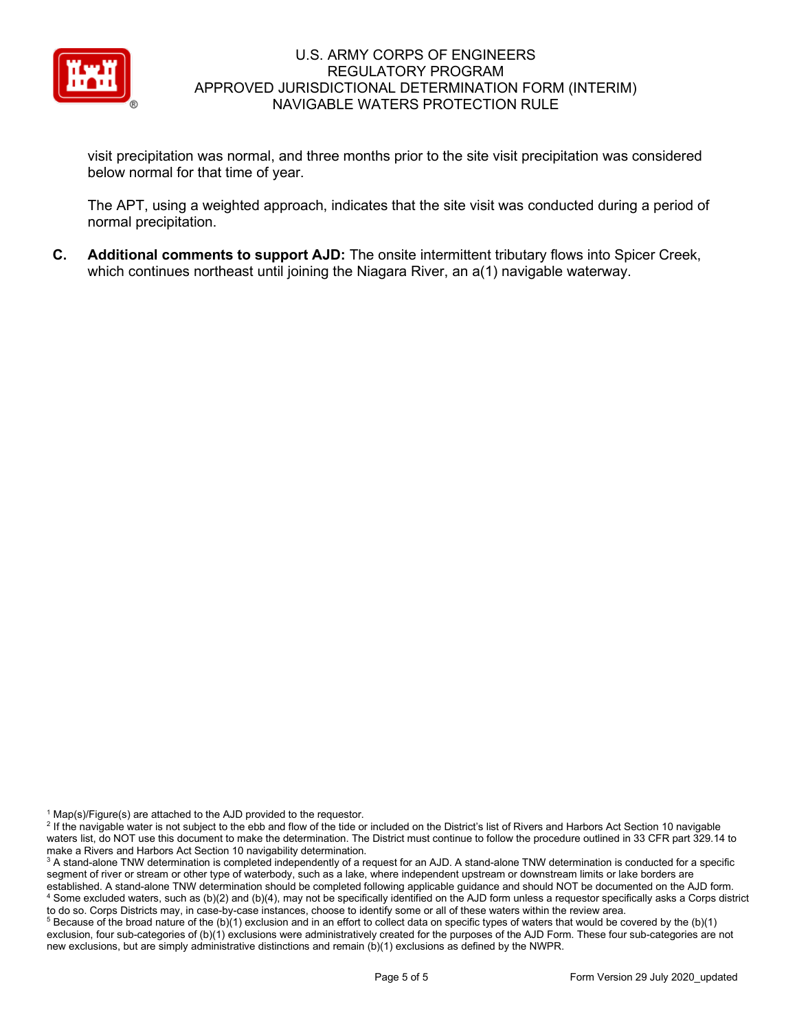visit precipitation was normal, and three months prior to the site visit precipitation was considered below normal for that time of year.

The APT, using a weighted approach, indicates that the site visit was conducted during a period of normal precipitation.

**C. Additional comments to support AJD:** The onsite intermittent tributary flows into Spicer Creek, which continues northeast until joining the Niagara River, an a(1) navigable waterway.

[1] Map(s)/Figure(s) are attached to the AJD provided to the requestor.
[2] If the navigable water is not subject to the ebb and flow of the tide or included on the District's list of Rivers and Harbors Act Section 10 navigable waters list, do NOT use this document to make the determination. The District must continue to follow the procedure outlined in 33 CFR part 329.14 to make a Rivers and Harbors Act Section 10 navigability determination.
[3] A stand-alone TNW determination is completed independently of a request for an AJD. A stand-alone TNW determination is conducted for a specific segment of river or stream or other type of waterbody, such as a lake, where independent upstream or downstream limits or lake borders are established. A stand-alone TNW determination should be completed following applicable guidance and should NOT be documented on the AJD form.
[4] Some excluded waters, such as (b)(2) and (b)(4), may not be specifically identified on the AJD form unless a requestor specifically asks a Corps district to do so. Corps Districts may, in case-by-case instances, choose to identify some or all of these waters within the review area.
[5] Because of the broad nature of the (b)(1) exclusion and in an effort to collect data on specific types of waters that would be covered by the (b)(1) exclusion, four sub-categories of (b)(1) exclusions were administratively created for the purposes of the AJD Form. These four sub-categories are not new exclusions, but are simply administrative distinctions and remain (b)(1) exclusions as defined by the NWPR.